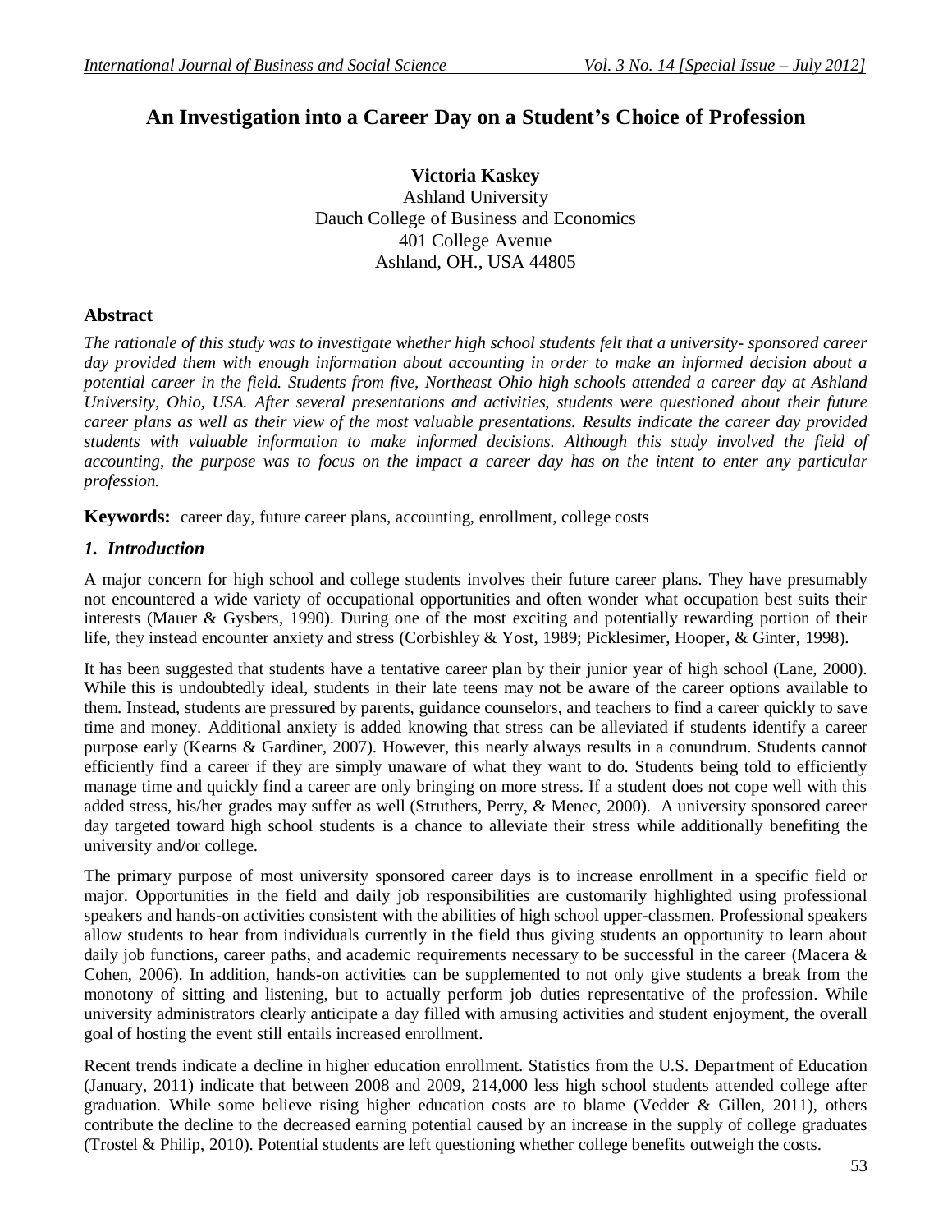# An Investigation into a Career Day on a Student's Choice of Profession

**Victoria Kaskey**
Ashland University
Dauch College of Business and Economics
401 College Avenue
Ashland, OH., USA 44805

## Abstract

*The rationale of this study was to investigate whether high school students felt that a university- sponsored career day provided them with enough information about accounting in order to make an informed decision about a potential career in the field. Students from five, Northeast Ohio high schools attended a career day at Ashland University, Ohio, USA. After several presentations and activities, students were questioned about their future career plans as well as their view of the most valuable presentations. Results indicate the career day provided students with valuable information to make informed decisions. Although this study involved the field of accounting, the purpose was to focus on the impact a career day has on the intent to enter any particular profession.*

**Keywords:** career day, future career plans, accounting, enrollment, college costs

## *1. Introduction*

A major concern for high school and college students involves their future career plans. They have presumably not encountered a wide variety of occupational opportunities and often wonder what occupation best suits their interests (Mauer & Gysbers, 1990). During one of the most exciting and potentially rewarding portion of their life, they instead encounter anxiety and stress (Corbishley & Yost, 1989; Picklesimer, Hooper, & Ginter, 1998).

It has been suggested that students have a tentative career plan by their junior year of high school (Lane, 2000). While this is undoubtedly ideal, students in their late teens may not be aware of the career options available to them. Instead, students are pressured by parents, guidance counselors, and teachers to find a career quickly to save time and money. Additional anxiety is added knowing that stress can be alleviated if students identify a career purpose early (Kearns & Gardiner, 2007). However, this nearly always results in a conundrum. Students cannot efficiently find a career if they are simply unaware of what they want to do. Students being told to efficiently manage time and quickly find a career are only bringing on more stress. If a student does not cope well with this added stress, his/her grades may suffer as well (Struthers, Perry, & Menec, 2000). A university sponsored career day targeted toward high school students is a chance to alleviate their stress while additionally benefiting the university and/or college.

The primary purpose of most university sponsored career days is to increase enrollment in a specific field or major. Opportunities in the field and daily job responsibilities are customarily highlighted using professional speakers and hands-on activities consistent with the abilities of high school upper-classmen. Professional speakers allow students to hear from individuals currently in the field thus giving students an opportunity to learn about daily job functions, career paths, and academic requirements necessary to be successful in the career (Macera & Cohen, 2006). In addition, hands-on activities can be supplemented to not only give students a break from the monotony of sitting and listening, but to actually perform job duties representative of the profession. While university administrators clearly anticipate a day filled with amusing activities and student enjoyment, the overall goal of hosting the event still entails increased enrollment.

Recent trends indicate a decline in higher education enrollment. Statistics from the U.S. Department of Education (January, 2011) indicate that between 2008 and 2009, 214,000 less high school students attended college after graduation. While some believe rising higher education costs are to blame (Vedder & Gillen, 2011), others contribute the decline to the decreased earning potential caused by an increase in the supply of college graduates (Trostel & Philip, 2010). Potential students are left questioning whether college benefits outweigh the costs.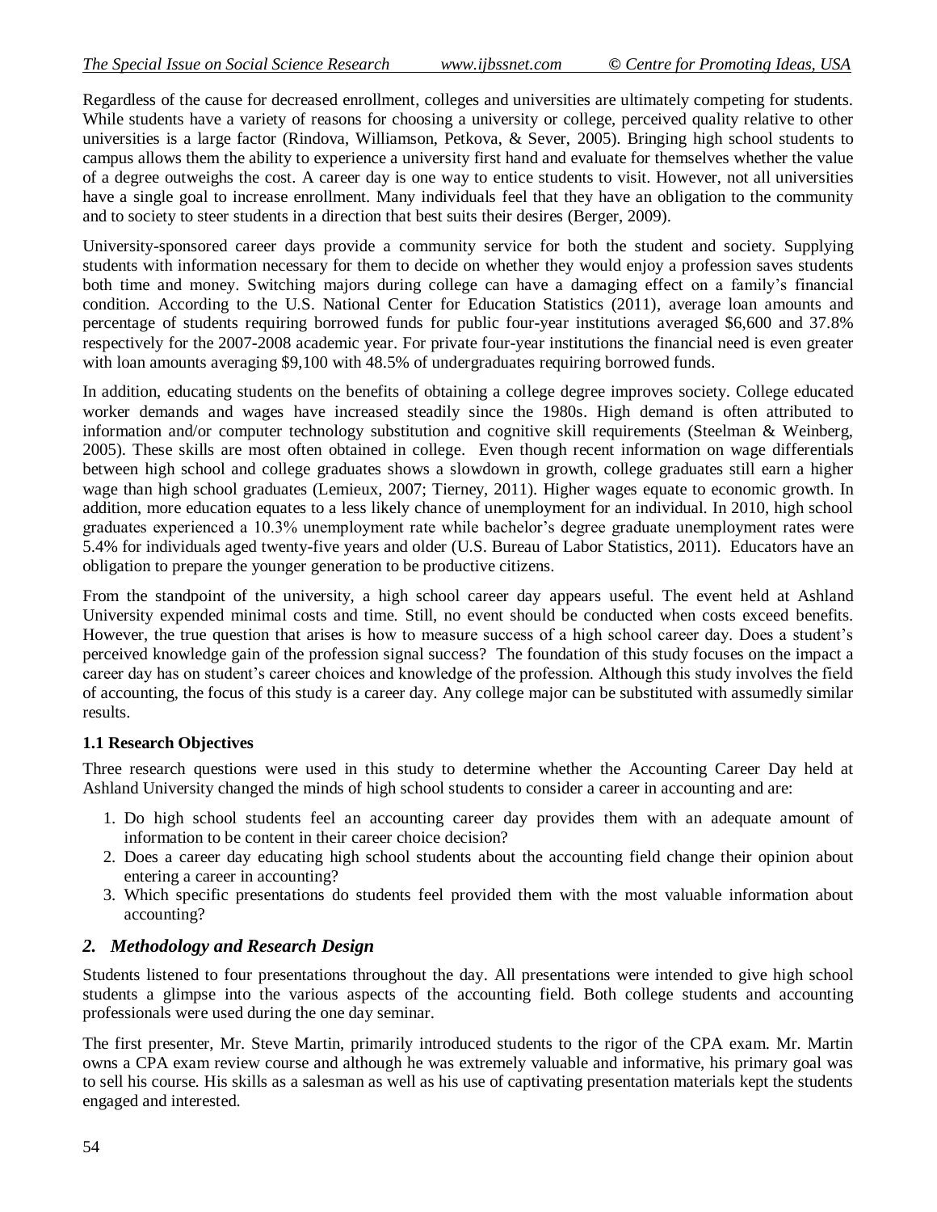Regardless of the cause for decreased enrollment, colleges and universities are ultimately competing for students. While students have a variety of reasons for choosing a university or college, perceived quality relative to other universities is a large factor (Rindova, Williamson, Petkova, & Sever, 2005). Bringing high school students to campus allows them the ability to experience a university first hand and evaluate for themselves whether the value of a degree outweighs the cost. A career day is one way to entice students to visit. However, not all universities have a single goal to increase enrollment. Many individuals feel that they have an obligation to the community and to society to steer students in a direction that best suits their desires (Berger, 2009).

University-sponsored career days provide a community service for both the student and society. Supplying students with information necessary for them to decide on whether they would enjoy a profession saves students both time and money. Switching majors during college can have a damaging effect on a family's financial condition. According to the U.S. National Center for Education Statistics (2011), average loan amounts and percentage of students requiring borrowed funds for public four-year institutions averaged $6,600 and 37.8% respectively for the 2007-2008 academic year. For private four-year institutions the financial need is even greater with loan amounts averaging $9,100 with 48.5% of undergraduates requiring borrowed funds.

In addition, educating students on the benefits of obtaining a college degree improves society. College educated worker demands and wages have increased steadily since the 1980s. High demand is often attributed to information and/or computer technology substitution and cognitive skill requirements (Steelman & Weinberg, 2005). These skills are most often obtained in college. Even though recent information on wage differentials between high school and college graduates shows a slowdown in growth, college graduates still earn a higher wage than high school graduates (Lemieux, 2007; Tierney, 2011). Higher wages equate to economic growth. In addition, more education equates to a less likely chance of unemployment for an individual. In 2010, high school graduates experienced a 10.3% unemployment rate while bachelor's degree graduate unemployment rates were 5.4% for individuals aged twenty-five years and older (U.S. Bureau of Labor Statistics, 2011). Educators have an obligation to prepare the younger generation to be productive citizens.

From the standpoint of the university, a high school career day appears useful. The event held at Ashland University expended minimal costs and time. Still, no event should be conducted when costs exceed benefits. However, the true question that arises is how to measure success of a high school career day. Does a student's perceived knowledge gain of the profession signal success? The foundation of this study focuses on the impact a career day has on student's career choices and knowledge of the profession. Although this study involves the field of accounting, the focus of this study is a career day. Any college major can be substituted with assumedly similar results.

### 1.1 Research Objectives

Three research questions were used in this study to determine whether the Accounting Career Day held at Ashland University changed the minds of high school students to consider a career in accounting and are:

1. Do high school students feel an accounting career day provides them with an adequate amount of information to be content in their career choice decision?
2. Does a career day educating high school students about the accounting field change their opinion about entering a career in accounting?
3. Which specific presentations do students feel provided them with the most valuable information about accounting?

## *2. Methodology and Research Design*

Students listened to four presentations throughout the day. All presentations were intended to give high school students a glimpse into the various aspects of the accounting field. Both college students and accounting professionals were used during the one day seminar.

The first presenter, Mr. Steve Martin, primarily introduced students to the rigor of the CPA exam. Mr. Martin owns a CPA exam review course and although he was extremely valuable and informative, his primary goal was to sell his course. His skills as a salesman as well as his use of captivating presentation materials kept the students engaged and interested.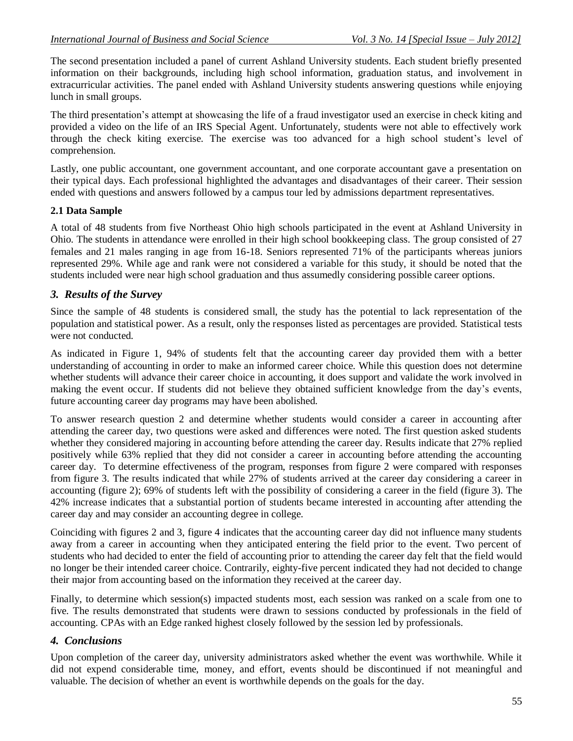The second presentation included a panel of current Ashland University students. Each student briefly presented information on their backgrounds, including high school information, graduation status, and involvement in extracurricular activities. The panel ended with Ashland University students answering questions while enjoying lunch in small groups.

The third presentation's attempt at showcasing the life of a fraud investigator used an exercise in check kiting and provided a video on the life of an IRS Special Agent. Unfortunately, students were not able to effectively work through the check kiting exercise. The exercise was too advanced for a high school student's level of comprehension.

Lastly, one public accountant, one government accountant, and one corporate accountant gave a presentation on their typical days. Each professional highlighted the advantages and disadvantages of their career. Their session ended with questions and answers followed by a campus tour led by admissions department representatives.

### 2.1 Data Sample

A total of 48 students from five Northeast Ohio high schools participated in the event at Ashland University in Ohio. The students in attendance were enrolled in their high school bookkeeping class. The group consisted of 27 females and 21 males ranging in age from 16-18. Seniors represented 71% of the participants whereas juniors represented 29%. While age and rank were not considered a variable for this study, it should be noted that the students included were near high school graduation and thus assumedly considering possible career options.

## *3. Results of the Survey*

Since the sample of 48 students is considered small, the study has the potential to lack representation of the population and statistical power. As a result, only the responses listed as percentages are provided. Statistical tests were not conducted.

As indicated in Figure 1, 94% of students felt that the accounting career day provided them with a better understanding of accounting in order to make an informed career choice. While this question does not determine whether students will advance their career choice in accounting, it does support and validate the work involved in making the event occur. If students did not believe they obtained sufficient knowledge from the day's events, future accounting career day programs may have been abolished.

To answer research question 2 and determine whether students would consider a career in accounting after attending the career day, two questions were asked and differences were noted. The first question asked students whether they considered majoring in accounting before attending the career day. Results indicate that 27% replied positively while 63% replied that they did not consider a career in accounting before attending the accounting career day. To determine effectiveness of the program, responses from figure 2 were compared with responses from figure 3. The results indicated that while 27% of students arrived at the career day considering a career in accounting (figure 2); 69% of students left with the possibility of considering a career in the field (figure 3). The 42% increase indicates that a substantial portion of students became interested in accounting after attending the career day and may consider an accounting degree in college.

Coinciding with figures 2 and 3, figure 4 indicates that the accounting career day did not influence many students away from a career in accounting when they anticipated entering the field prior to the event. Two percent of students who had decided to enter the field of accounting prior to attending the career day felt that the field would no longer be their intended career choice. Contrarily, eighty-five percent indicated they had not decided to change their major from accounting based on the information they received at the career day.

Finally, to determine which session(s) impacted students most, each session was ranked on a scale from one to five. The results demonstrated that students were drawn to sessions conducted by professionals in the field of accounting. CPAs with an Edge ranked highest closely followed by the session led by professionals.

## *4. Conclusions*

Upon completion of the career day, university administrators asked whether the event was worthwhile. While it did not expend considerable time, money, and effort, events should be discontinued if not meaningful and valuable. The decision of whether an event is worthwhile depends on the goals for the day.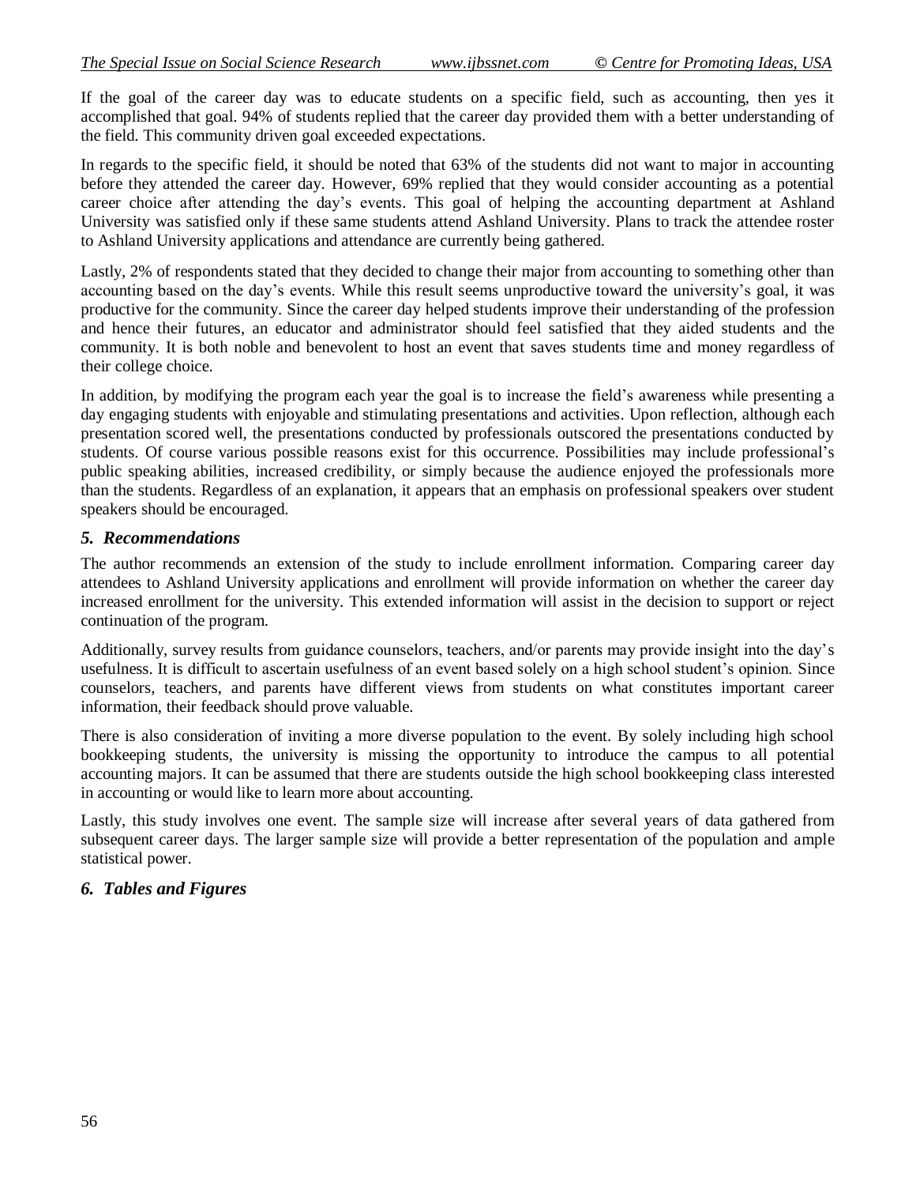If the goal of the career day was to educate students on a specific field, such as accounting, then yes it accomplished that goal. 94% of students replied that the career day provided them with a better understanding of the field. This community driven goal exceeded expectations.

In regards to the specific field, it should be noted that 63% of the students did not want to major in accounting before they attended the career day. However, 69% replied that they would consider accounting as a potential career choice after attending the day's events. This goal of helping the accounting department at Ashland University was satisfied only if these same students attend Ashland University. Plans to track the attendee roster to Ashland University applications and attendance are currently being gathered.

Lastly, 2% of respondents stated that they decided to change their major from accounting to something other than accounting based on the day's events. While this result seems unproductive toward the university's goal, it was productive for the community. Since the career day helped students improve their understanding of the profession and hence their futures, an educator and administrator should feel satisfied that they aided students and the community. It is both noble and benevolent to host an event that saves students time and money regardless of their college choice.

In addition, by modifying the program each year the goal is to increase the field's awareness while presenting a day engaging students with enjoyable and stimulating presentations and activities. Upon reflection, although each presentation scored well, the presentations conducted by professionals outscored the presentations conducted by students. Of course various possible reasons exist for this occurrence. Possibilities may include professional's public speaking abilities, increased credibility, or simply because the audience enjoyed the professionals more than the students. Regardless of an explanation, it appears that an emphasis on professional speakers over student speakers should be encouraged.

## *5. Recommendations*

The author recommends an extension of the study to include enrollment information. Comparing career day attendees to Ashland University applications and enrollment will provide information on whether the career day increased enrollment for the university. This extended information will assist in the decision to support or reject continuation of the program.

Additionally, survey results from guidance counselors, teachers, and/or parents may provide insight into the day's usefulness. It is difficult to ascertain usefulness of an event based solely on a high school student's opinion. Since counselors, teachers, and parents have different views from students on what constitutes important career information, their feedback should prove valuable.

There is also consideration of inviting a more diverse population to the event. By solely including high school bookkeeping students, the university is missing the opportunity to introduce the campus to all potential accounting majors. It can be assumed that there are students outside the high school bookkeeping class interested in accounting or would like to learn more about accounting.

Lastly, this study involves one event. The sample size will increase after several years of data gathered from subsequent career days. The larger sample size will provide a better representation of the population and ample statistical power.

## *6. Tables and Figures*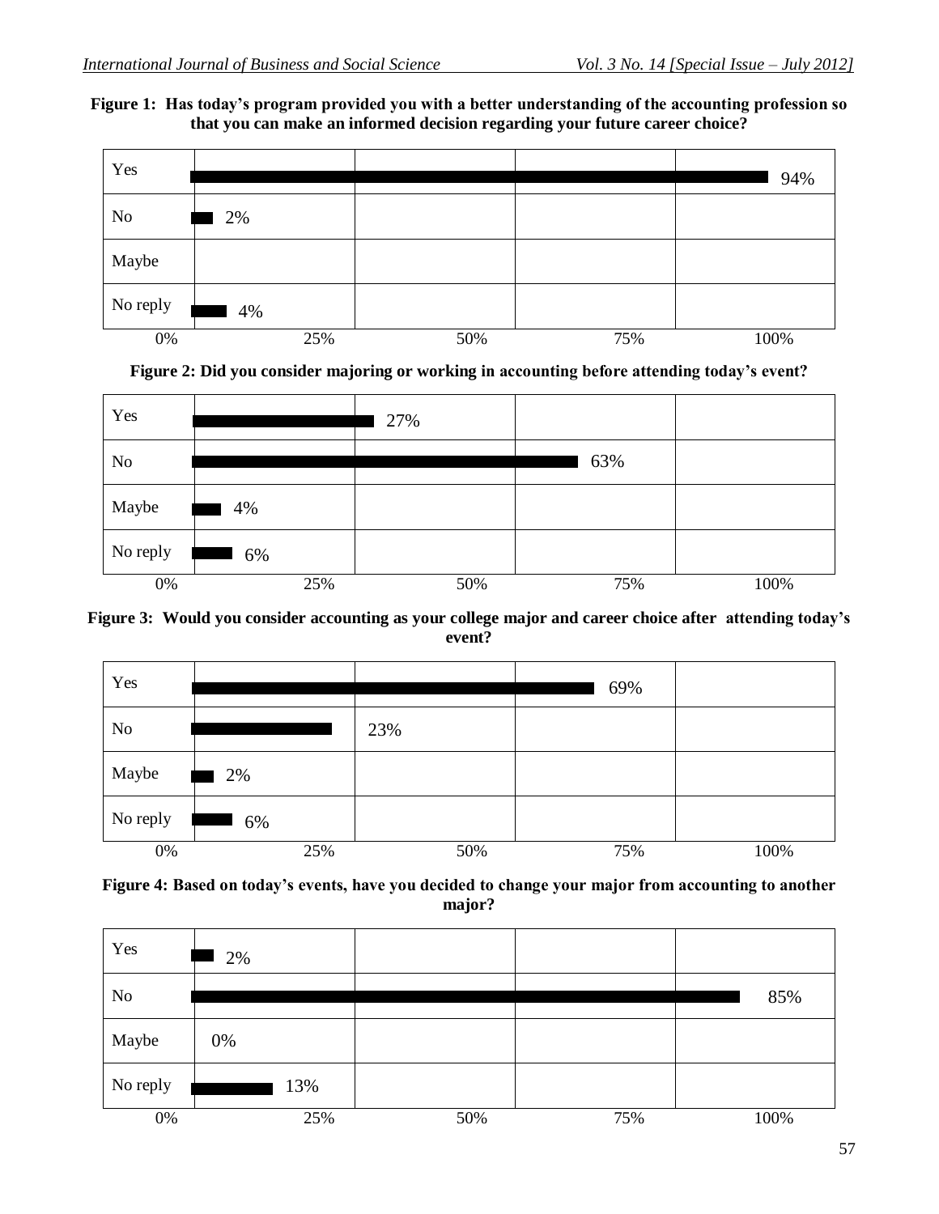**Figure 1: Has today's program provided you with a better understanding of the accounting profession so that you can make an informed decision regarding your future career choice?**

| Response | Percentage |
|---|---|
| Yes | 94% |
| No | 2% |
| Maybe | |
| No reply | 4% |

**Figure 2: Did you consider majoring or working in accounting before attending today's event?**

| Response | Percentage |
|---|---|
| Yes | 27% |
| No | 63% |
| Maybe | 4% |
| No reply | 6% |

**Figure 3: Would you consider accounting as your college major and career choice after attending today's event?**

| Response | Percentage |
|---|---|
| Yes | 69% |
| No | 23% |
| Maybe | 2% |
| No reply | 6% |

**Figure 4: Based on today's events, have you decided to change your major from accounting to another major?**

| Response | Percentage |
|---|---|
| Yes | 2% |
| No | 85% |
| Maybe | 0% |
| No reply | 13% |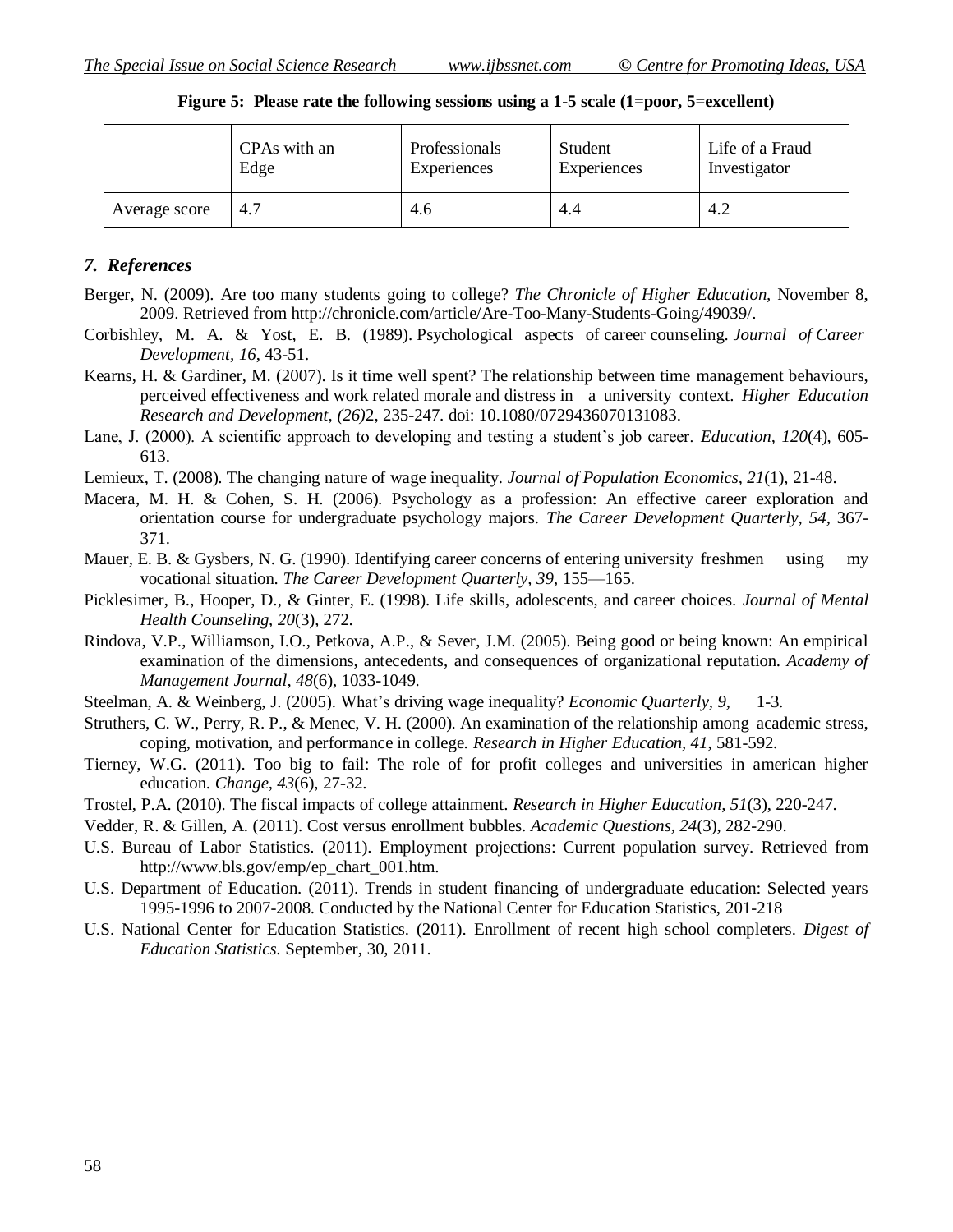**Figure 5: Please rate the following sessions using a 1-5 scale (1=poor, 5=excellent)**

| | CPAs with an Edge | Professionals Experiences | Student Experiences | Life of a Fraud Investigator |
|---|---|---|---|---|
| Average score | 4.7 | 4.6 | 4.4 | 4.2 |

## *7. References*

Berger, N. (2009). Are too many students going to college? *The Chronicle of Higher Education*, November 8, 2009. Retrieved from http://chronicle.com/article/Are-Too-Many-Students-Going/49039/.

Corbishley, M. A. & Yost, E. B. (1989). Psychological aspects of career counseling. *Journal of Career Development, 16*, 43-51.

Kearns, H. & Gardiner, M. (2007). Is it time well spent? The relationship between time management behaviours, perceived effectiveness and work related morale and distress in a university context. *Higher Education Research and Development, (26)*2, 235-247. doi: 10.1080/0729436070131083.

Lane, J. (2000). A scientific approach to developing and testing a student's job career. *Education, 120*(4), 605-613.

Lemieux, T. (2008). The changing nature of wage inequality. *Journal of Population Economics, 21*(1), 21-48.

Macera, M. H. & Cohen, S. H. (2006). Psychology as a profession: An effective career exploration and orientation course for undergraduate psychology majors. *The Career Development Quarterly, 54,* 367-371.

Mauer, E. B. & Gysbers, N. G. (1990). Identifying career concerns of entering university freshmen using my vocational situation. *The Career Development Quarterly, 39*, 155—165.

Picklesimer, B., Hooper, D., & Ginter, E. (1998). Life skills, adolescents, and career choices. *Journal of Mental Health Counseling, 20*(3), 272.

Rindova, V.P., Williamson, I.O., Petkova, A.P., & Sever, J.M. (2005). Being good or being known: An empirical examination of the dimensions, antecedents, and consequences of organizational reputation. *Academy of Management Journal, 48*(6), 1033-1049.

Steelman, A. & Weinberg, J. (2005). What's driving wage inequality? *Economic Quarterly, 9,* 1-3.

Struthers, C. W., Perry, R. P., & Menec, V. H. (2000). An examination of the relationship among academic stress, coping, motivation, and performance in college. *Research in Higher Education, 41,* 581-592.

Tierney, W.G. (2011). Too big to fail: The role of for profit colleges and universities in american higher education. *Change, 43*(6), 27-32.

Trostel, P.A. (2010). The fiscal impacts of college attainment. *Research in Higher Education, 51*(3), 220-247.

Vedder, R. & Gillen, A. (2011). Cost versus enrollment bubbles. *Academic Questions, 24*(3), 282-290.

U.S. Bureau of Labor Statistics. (2011). Employment projections: Current population survey. Retrieved from http://www.bls.gov/emp/ep_chart_001.htm.

U.S. Department of Education. (2011). Trends in student financing of undergraduate education: Selected years 1995-1996 to 2007-2008. Conducted by the National Center for Education Statistics, 201-218

U.S. National Center for Education Statistics. (2011). Enrollment of recent high school completers. *Digest of Education Statistics*. September, 30, 2011.